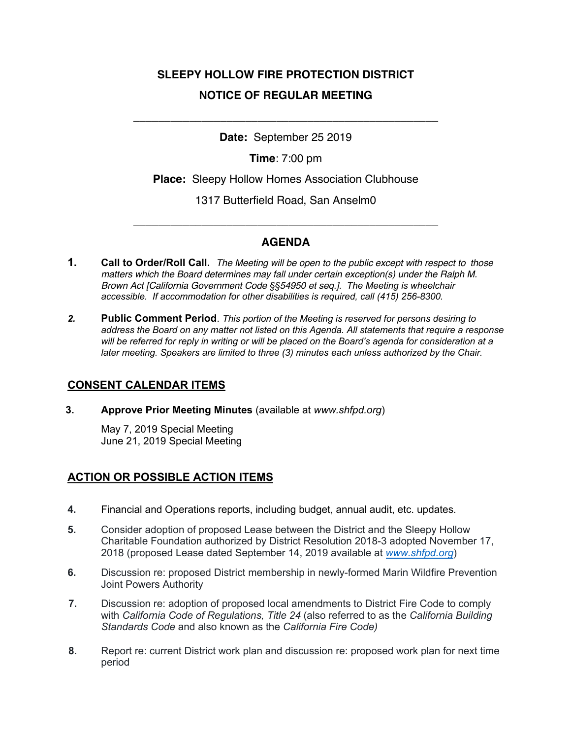# SLEEPY HOLLOW FIRE PROTECTION DISTRICT

## NOTICE OF REGULAR MEETING

---

**Date:** September 25 2019

**Time**: 7:00 pm

**Place:** Sleepy Hollow Homes Association Clubhouse

1317 Butterfield Road, San Anselm0

---

## AGENDA

1. **Call to Order/Roll Call.** *The Meeting will be open to the public except with respect to those matters which the Board determines may fall under certain exception(s) under the Ralph M. Brown Act [California Government Code §§54950 et seq.]. The Meeting is wheelchair accessible. If accommodation for other disabilities is required, call (415) 256-8300.*

2. **Public Comment Period**. *This portion of the Meeting is reserved for persons desiring to address the Board on any matter not listed on this Agenda. All statements that require a response will be referred for reply in writing or will be placed on the Board's agenda for consideration at a later meeting. Speakers are limited to three (3) minutes each unless authorized by the Chair.*

### CONSENT CALENDAR ITEMS

3. **Approve Prior Meeting Minutes** (available at *www.shfpd.org*)

   May 7, 2019 Special Meeting
   June 21, 2019 Special Meeting

### ACTION OR POSSIBLE ACTION ITEMS

4. Financial and Operations reports, including budget, annual audit, etc. updates.

5. Consider adoption of proposed Lease between the District and the Sleepy Hollow Charitable Foundation authorized by District Resolution 2018-3 adopted November 17, 2018 (proposed Lease dated September 14, 2019 available at *www.shfpd.org*)

6. Discussion re: proposed District membership in newly-formed Marin Wildfire Prevention Joint Powers Authority

7. Discussion re: adoption of proposed local amendments to District Fire Code to comply with *California Code of Regulations, Title 24* (also referred to as the *California Building Standards Code* and also known as the *California Fire Code)*

8. Report re: current District work plan and discussion re: proposed work plan for next time period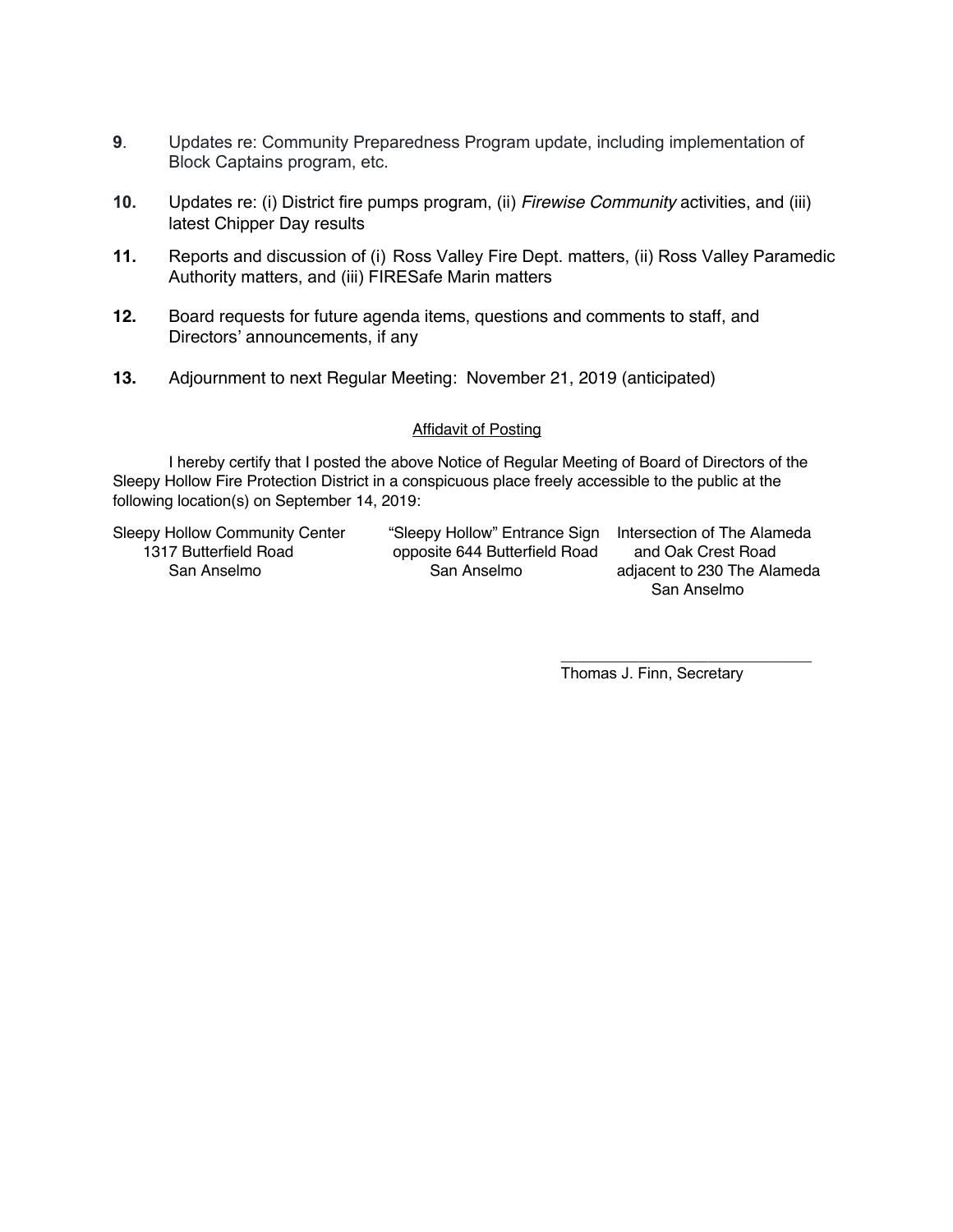**9**. Updates re: Community Preparedness Program update, including implementation of Block Captains program, etc.

**10.** Updates re: (i) District fire pumps program, (ii) *Firewise Community* activities, and (iii) latest Chipper Day results

**11.** Reports and discussion of (i) Ross Valley Fire Dept. matters, (ii) Ross Valley Paramedic Authority matters, and (iii) FIRESafe Marin matters

**12.** Board requests for future agenda items, questions and comments to staff, and Directors' announcements, if any

**13.** Adjournment to next Regular Meeting: November 21, 2019 (anticipated)

<u>Affidavit of Posting</u>

I hereby certify that I posted the above Notice of Regular Meeting of Board of Directors of the Sleepy Hollow Fire Protection District in a conspicuous place freely accessible to the public at the following location(s) on September 14, 2019:

| | | |
|---|---|---|
| Sleepy Hollow Community Center<br>1317 Butterfield Road<br>San Anselmo | "Sleepy Hollow" Entrance Sign<br>opposite 644 Butterfield Road<br>San Anselmo | Intersection of The Alameda<br>and Oak Crest Road<br>adjacent to 230 The Alameda<br>San Anselmo |

\_\_\_\_\_\_\_\_\_\_\_\_\_\_\_\_\_\_\_\_\_\_\_\_\_\_\_\_\_\_

Thomas J. Finn, Secretary